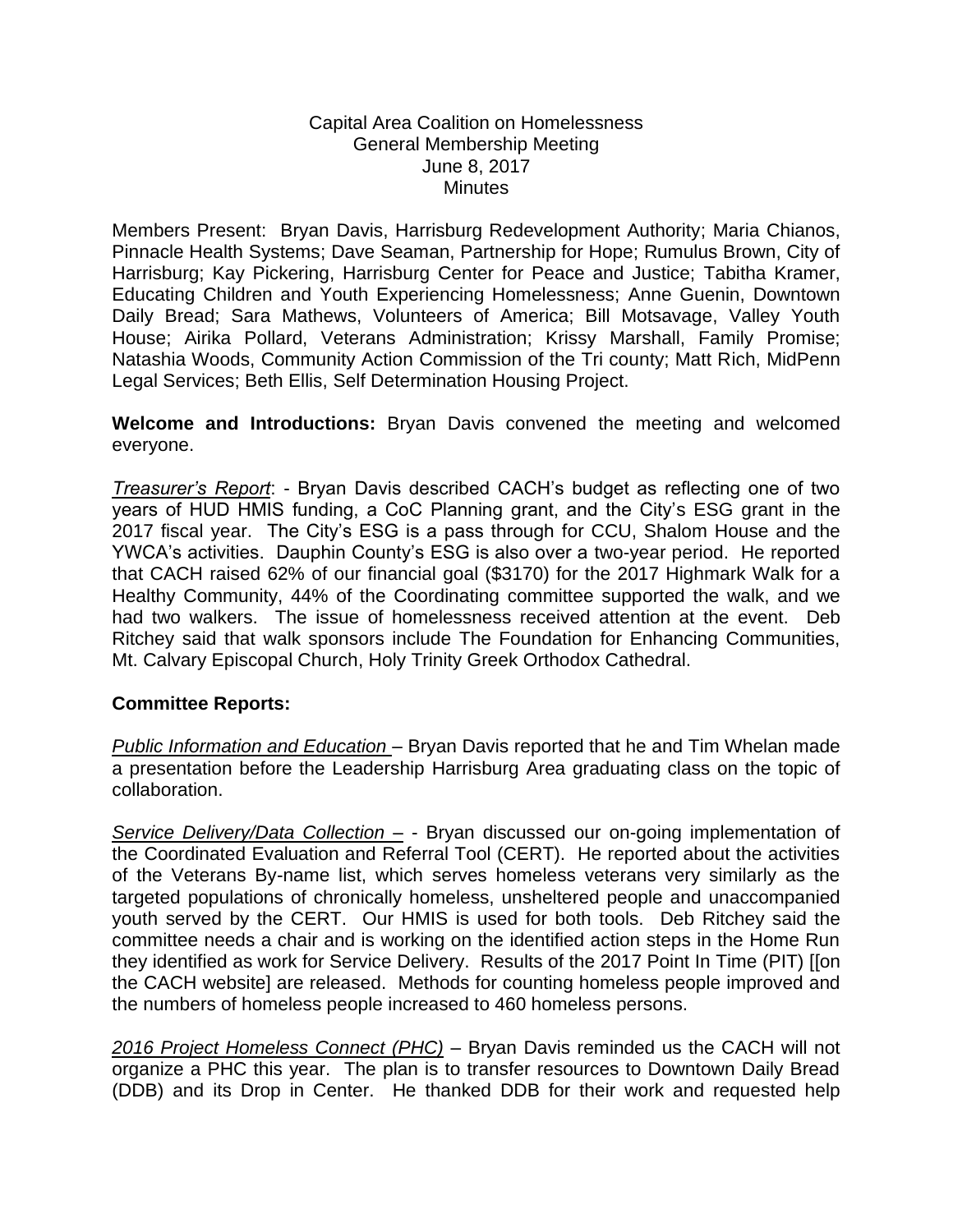Capital Area Coalition on Homelessness
General Membership Meeting
June 8, 2017
Minutes

Members Present: Bryan Davis, Harrisburg Redevelopment Authority; Maria Chianos, Pinnacle Health Systems; Dave Seaman, Partnership for Hope; Rumulus Brown, City of Harrisburg; Kay Pickering, Harrisburg Center for Peace and Justice; Tabitha Kramer, Educating Children and Youth Experiencing Homelessness; Anne Guenin, Downtown Daily Bread; Sara Mathews, Volunteers of America; Bill Motsavage, Valley Youth House; Airika Pollard, Veterans Administration; Krissy Marshall, Family Promise; Natashia Woods, Community Action Commission of the Tri county; Matt Rich, MidPenn Legal Services; Beth Ellis, Self Determination Housing Project.

**Welcome and Introductions:** Bryan Davis convened the meeting and welcomed everyone.

*Treasurer's Report*: - Bryan Davis described CACH's budget as reflecting one of two years of HUD HMIS funding, a CoC Planning grant, and the City's ESG grant in the 2017 fiscal year. The City's ESG is a pass through for CCU, Shalom House and the YWCA's activities. Dauphin County's ESG is also over a two-year period. He reported that CACH raised 62% of our financial goal ($3170) for the 2017 Highmark Walk for a Healthy Community, 44% of the Coordinating committee supported the walk, and we had two walkers. The issue of homelessness received attention at the event. Deb Ritchey said that walk sponsors include The Foundation for Enhancing Communities, Mt. Calvary Episcopal Church, Holy Trinity Greek Orthodox Cathedral.

**Committee Reports:**

*Public Information and Education* – Bryan Davis reported that he and Tim Whelan made a presentation before the Leadership Harrisburg Area graduating class on the topic of collaboration.

*Service Delivery/Data Collection* – - Bryan discussed our on-going implementation of the Coordinated Evaluation and Referral Tool (CERT). He reported about the activities of the Veterans By-name list, which serves homeless veterans very similarly as the targeted populations of chronically homeless, unsheltered people and unaccompanied youth served by the CERT. Our HMIS is used for both tools. Deb Ritchey said the committee needs a chair and is working on the identified action steps in the Home Run they identified as work for Service Delivery. Results of the 2017 Point In Time (PIT) [[on the CACH website] are released. Methods for counting homeless people improved and the numbers of homeless people increased to 460 homeless persons.

*2016 Project Homeless Connect (PHC)* – Bryan Davis reminded us the CACH will not organize a PHC this year. The plan is to transfer resources to Downtown Daily Bread (DDB) and its Drop in Center. He thanked DDB for their work and requested help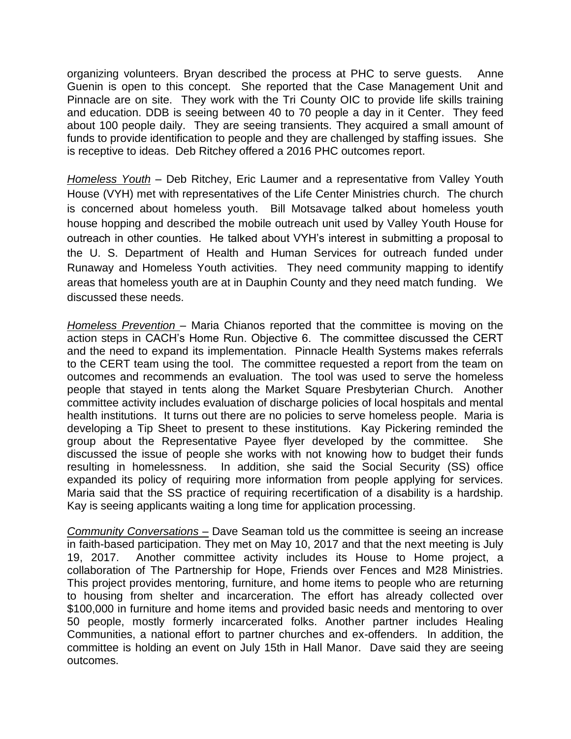organizing volunteers. Bryan described the process at PHC to serve guests. Anne Guenin is open to this concept. She reported that the Case Management Unit and Pinnacle are on site. They work with the Tri County OIC to provide life skills training and education. DDB is seeing between 40 to 70 people a day in it Center. They feed about 100 people daily. They are seeing transients. They acquired a small amount of funds to provide identification to people and they are challenged by staffing issues. She is receptive to ideas. Deb Ritchey offered a 2016 PHC outcomes report.

*Homeless Youth* – Deb Ritchey, Eric Laumer and a representative from Valley Youth House (VYH) met with representatives of the Life Center Ministries church. The church is concerned about homeless youth. Bill Motsavage talked about homeless youth house hopping and described the mobile outreach unit used by Valley Youth House for outreach in other counties. He talked about VYH's interest in submitting a proposal to the U. S. Department of Health and Human Services for outreach funded under Runaway and Homeless Youth activities. They need community mapping to identify areas that homeless youth are at in Dauphin County and they need match funding. We discussed these needs.

*Homeless Prevention* – Maria Chianos reported that the committee is moving on the action steps in CACH's Home Run. Objective 6. The committee discussed the CERT and the need to expand its implementation. Pinnacle Health Systems makes referrals to the CERT team using the tool. The committee requested a report from the team on outcomes and recommends an evaluation. The tool was used to serve the homeless people that stayed in tents along the Market Square Presbyterian Church. Another committee activity includes evaluation of discharge policies of local hospitals and mental health institutions. It turns out there are no policies to serve homeless people. Maria is developing a Tip Sheet to present to these institutions. Kay Pickering reminded the group about the Representative Payee flyer developed by the committee. She discussed the issue of people she works with not knowing how to budget their funds resulting in homelessness. In addition, she said the Social Security (SS) office expanded its policy of requiring more information from people applying for services. Maria said that the SS practice of requiring recertification of a disability is a hardship. Kay is seeing applicants waiting a long time for application processing.

*Community Conversations* – Dave Seaman told us the committee is seeing an increase in faith-based participation. They met on May 10, 2017 and that the next meeting is July 19, 2017. Another committee activity includes its House to Home project, a collaboration of The Partnership for Hope, Friends over Fences and M28 Ministries. This project provides mentoring, furniture, and home items to people who are returning to housing from shelter and incarceration. The effort has already collected over $100,000 in furniture and home items and provided basic needs and mentoring to over 50 people, mostly formerly incarcerated folks. Another partner includes Healing Communities, a national effort to partner churches and ex-offenders. In addition, the committee is holding an event on July 15th in Hall Manor. Dave said they are seeing outcomes.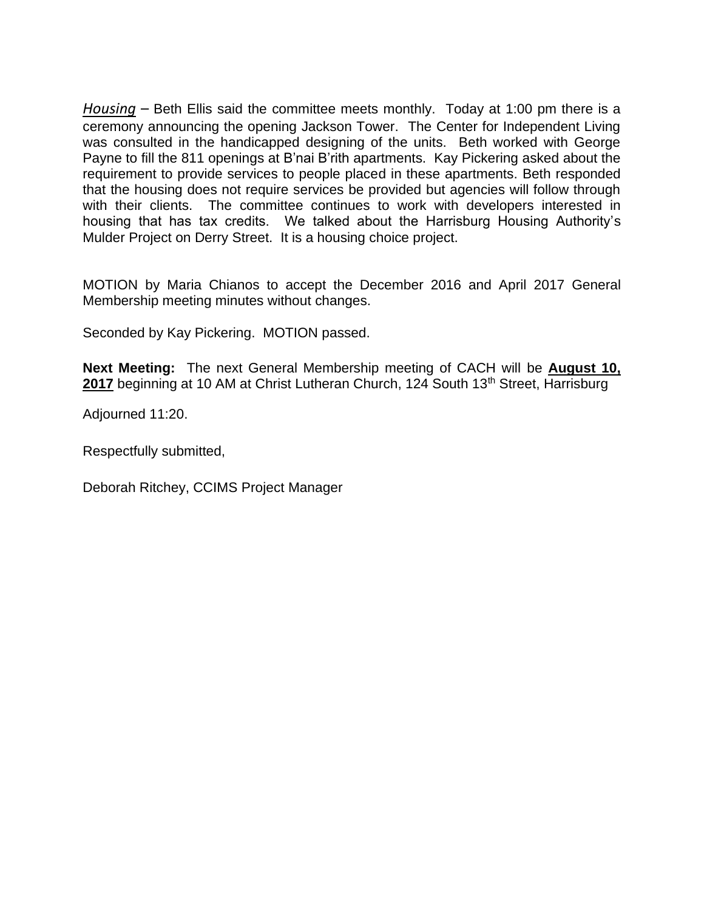*Housing* – Beth Ellis said the committee meets monthly. Today at 1:00 pm there is a ceremony announcing the opening Jackson Tower. The Center for Independent Living was consulted in the handicapped designing of the units. Beth worked with George Payne to fill the 811 openings at B'nai B'rith apartments. Kay Pickering asked about the requirement to provide services to people placed in these apartments. Beth responded that the housing does not require services be provided but agencies will follow through with their clients. The committee continues to work with developers interested in housing that has tax credits. We talked about the Harrisburg Housing Authority's Mulder Project on Derry Street. It is a housing choice project.

MOTION by Maria Chianos to accept the December 2016 and April 2017 General Membership meeting minutes without changes.

Seconded by Kay Pickering. MOTION passed.

**Next Meeting:** The next General Membership meeting of CACH will be **August 10, 2017** beginning at 10 AM at Christ Lutheran Church, 124 South 13th Street, Harrisburg

Adjourned 11:20.

Respectfully submitted,

Deborah Ritchey, CCIMS Project Manager